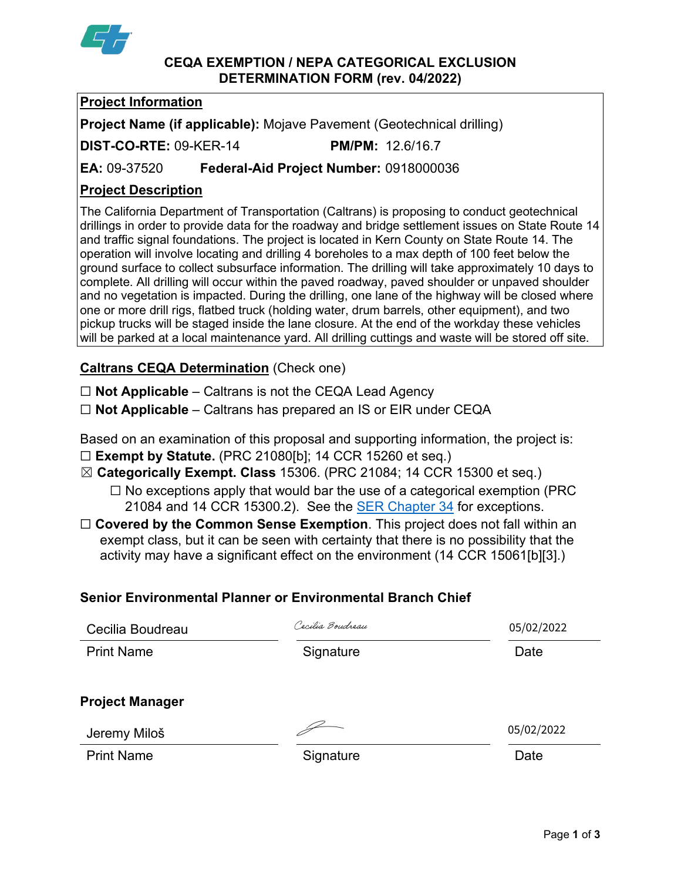# CEQA EXEMPTION / NEPA CATEGORICAL EXCLUSION DETERMINATION FORM (rev. 04/2022)

## Project Information

**Project Name (if applicable):** Mojave Pavement (Geotechnical drilling)

**DIST-CO-RTE:** 09-KER-14 **PM/PM:** 12.6/16.7

**EA:** 09-37520 **Federal-Aid Project Number:** 0918000036

## Project Description

The California Department of Transportation (Caltrans) is proposing to conduct geotechnical drillings in order to provide data for the roadway and bridge settlement issues on State Route 14 and traffic signal foundations. The project is located in Kern County on State Route 14. The operation will involve locating and drilling 4 boreholes to a max depth of 100 feet below the ground surface to collect subsurface information. The drilling will take approximately 10 days to complete. All drilling will occur within the paved roadway, paved shoulder or unpaved shoulder and no vegetation is impacted. During the drilling, one lane of the highway will be closed where one or more drill rigs, flatbed truck (holding water, drum barrels, other equipment), and two pickup trucks will be staged inside the lane closure. At the end of the workday these vehicles will be parked at a local maintenance yard. All drilling cuttings and waste will be stored off site.

## Caltrans CEQA Determination (Check one)

☐ **Not Applicable** – Caltrans is not the CEQA Lead Agency

☐ **Not Applicable** – Caltrans has prepared an IS or EIR under CEQA

Based on an examination of this proposal and supporting information, the project is:

☐ **Exempt by Statute.** (PRC 21080[b]; 14 CCR 15260 et seq.)

☒ **Categorically Exempt. Class** 15306. (PRC 21084; 14 CCR 15300 et seq.)

☐ No exceptions apply that would bar the use of a categorical exemption (PRC 21084 and 14 CCR 15300.2). See the SER Chapter 34 for exceptions.

☐ **Covered by the Common Sense Exemption**. This project does not fall within an exempt class, but it can be seen with certainty that there is no possibility that the activity may have a significant effect on the environment (14 CCR 15061[b][3].)

### Senior Environmental Planner or Environmental Branch Chief

| Cecilia Boudreau | *Cecilia Boudreau* | 05/02/2022 |
|---|---|---|
| Print Name | Signature | Date |

### Project Manager

| Jeremy Miloš | [signature] | 05/02/2022 |
|---|---|---|
| Print Name | Signature | Date |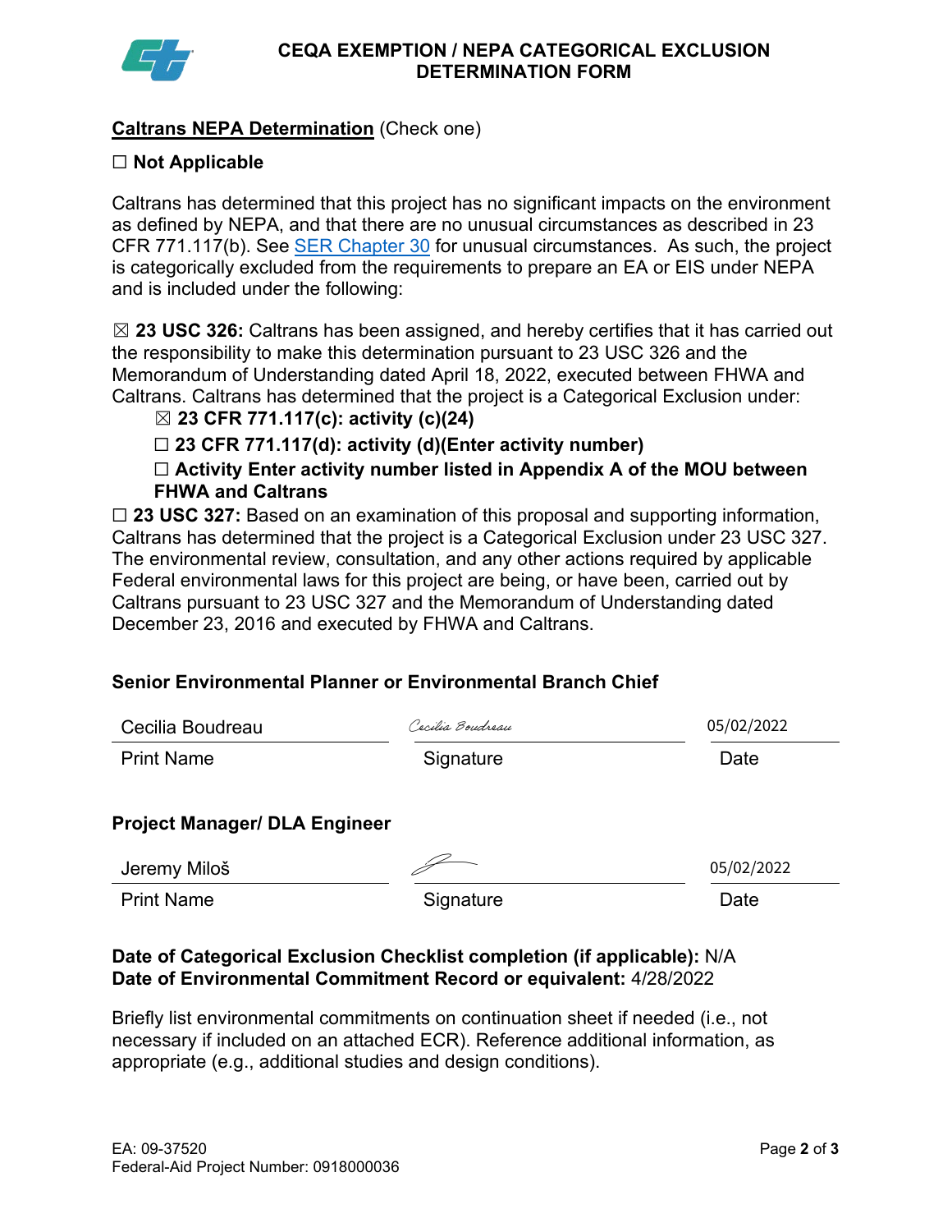# CEQA EXEMPTION / NEPA CATEGORICAL EXCLUSION DETERMINATION FORM

**Caltrans NEPA Determination** (Check one)

☐ **Not Applicable**

Caltrans has determined that this project has no significant impacts on the environment as defined by NEPA, and that there are no unusual circumstances as described in 23 CFR 771.117(b). See SER Chapter 30 for unusual circumstances. As such, the project is categorically excluded from the requirements to prepare an EA or EIS under NEPA and is included under the following:

☒ **23 USC 326:** Caltrans has been assigned, and hereby certifies that it has carried out the responsibility to make this determination pursuant to 23 USC 326 and the Memorandum of Understanding dated April 18, 2022, executed between FHWA and Caltrans. Caltrans has determined that the project is a Categorical Exclusion under:

- ☒ **23 CFR 771.117(c): activity (c)(24)**
- ☐ **23 CFR 771.117(d): activity (d)(Enter activity number)**
- ☐ **Activity Enter activity number listed in Appendix A of the MOU between FHWA and Caltrans**

☐ **23 USC 327:** Based on an examination of this proposal and supporting information, Caltrans has determined that the project is a Categorical Exclusion under 23 USC 327. The environmental review, consultation, and any other actions required by applicable Federal environmental laws for this project are being, or have been, carried out by Caltrans pursuant to 23 USC 327 and the Memorandum of Understanding dated December 23, 2016 and executed by FHWA and Caltrans.

**Senior Environmental Planner or Environmental Branch Chief**

| Cecilia Boudreau | Cecilia Boudreau | 05/02/2022 |
|---|---|---|
| Print Name | Signature | Date |

**Project Manager/ DLA Engineer**

| Jeremy Miloš | | 05/02/2022 |
|---|---|---|
| Print Name | Signature | Date |

**Date of Categorical Exclusion Checklist completion (if applicable):** N/A
**Date of Environmental Commitment Record or equivalent:** 4/28/2022

Briefly list environmental commitments on continuation sheet if needed (i.e., not necessary if included on an attached ECR). Reference additional information, as appropriate (e.g., additional studies and design conditions).

EA: 09-37520
Federal-Aid Project Number: 0918000036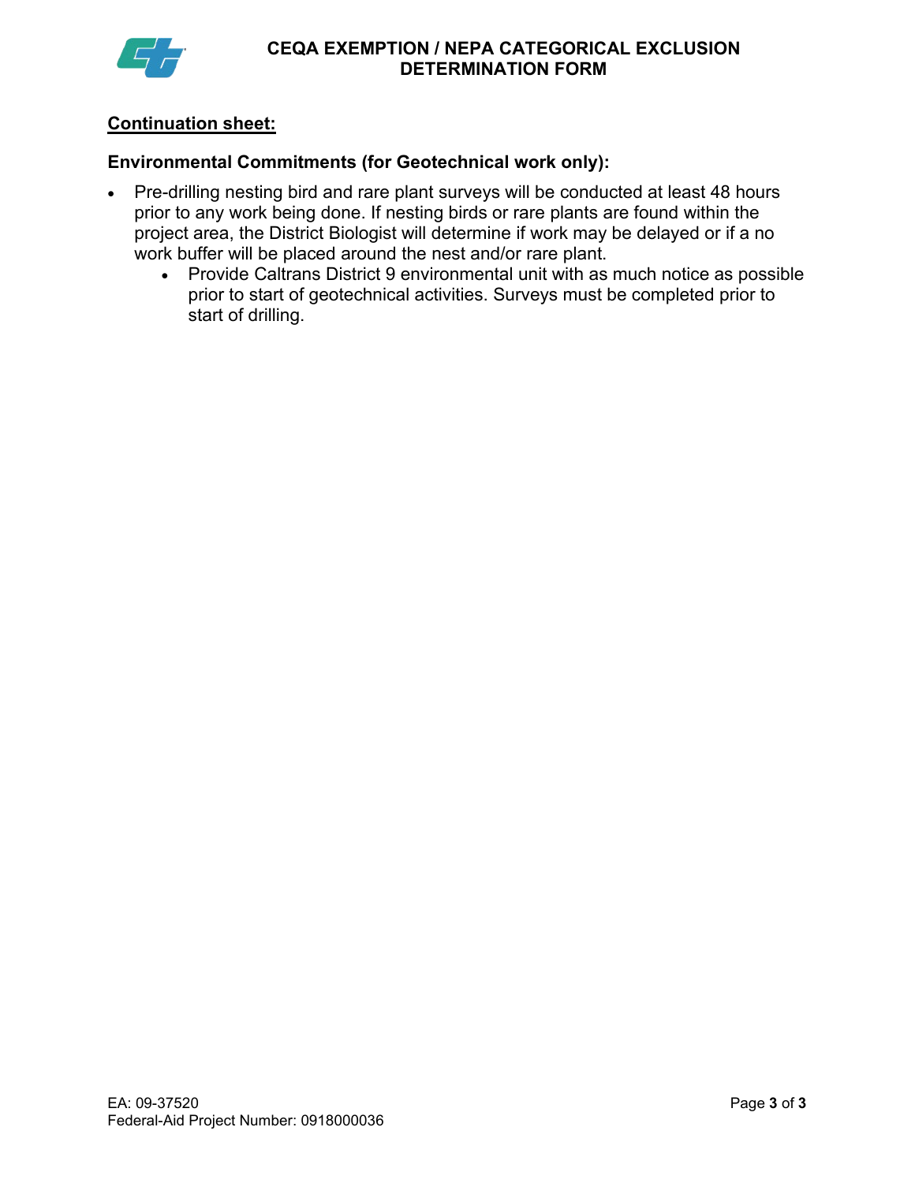**Continuation sheet:**

**Environmental Commitments (for Geotechnical work only):**

- Pre-drilling nesting bird and rare plant surveys will be conducted at least 48 hours prior to any work being done. If nesting birds or rare plants are found within the project area, the District Biologist will determine if work may be delayed or if a no work buffer will be placed around the nest and/or rare plant.
    - Provide Caltrans District 9 environmental unit with as much notice as possible prior to start of geotechnical activities. Surveys must be completed prior to start of drilling.

EA: 09-37520
Federal-Aid Project Number: 0918000036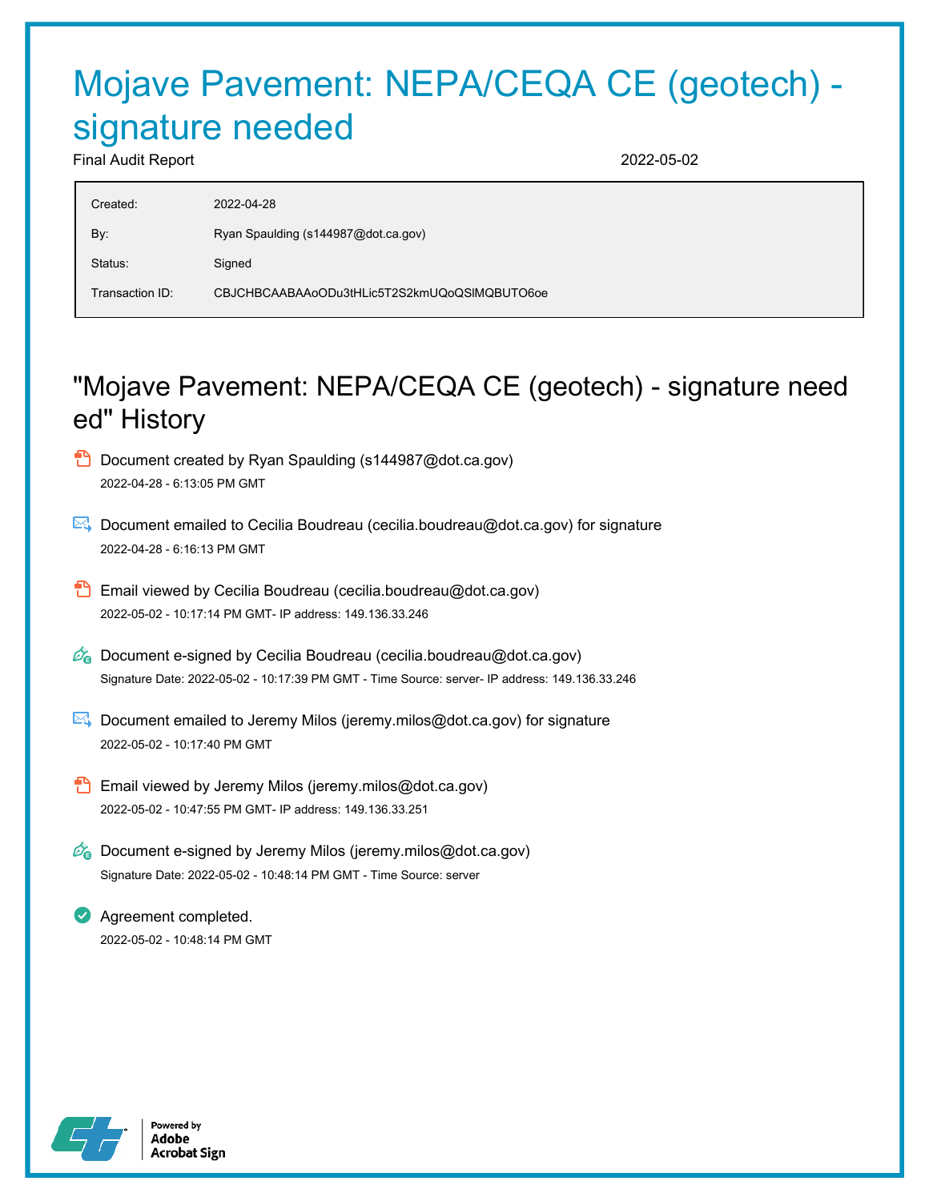# Mojave Pavement: NEPA/CEQA CE (geotech) - signature needed

Final Audit Report 2022-05-02

| | |
|---|---|
| Created: | 2022-04-28 |
| By: | Ryan Spaulding (s144987@dot.ca.gov) |
| Status: | Signed |
| Transaction ID: | CBJCHBCAABAAoODu3tHLic5T2S2kmUQoQSlMQBUTO6oe |

## "Mojave Pavement: NEPA/CEQA CE (geotech) - signature needed" History

- Document created by Ryan Spaulding (s144987@dot.ca.gov)
  2022-04-28 - 6:13:05 PM GMT

- Document emailed to Cecilia Boudreau (cecilia.boudreau@dot.ca.gov) for signature
  2022-04-28 - 6:16:13 PM GMT

- Email viewed by Cecilia Boudreau (cecilia.boudreau@dot.ca.gov)
  2022-05-02 - 10:17:14 PM GMT- IP address: 149.136.33.246

- Document e-signed by Cecilia Boudreau (cecilia.boudreau@dot.ca.gov)
  Signature Date: 2022-05-02 - 10:17:39 PM GMT - Time Source: server- IP address: 149.136.33.246

- Document emailed to Jeremy Milos (jeremy.milos@dot.ca.gov) for signature
  2022-05-02 - 10:17:40 PM GMT

- Email viewed by Jeremy Milos (jeremy.milos@dot.ca.gov)
  2022-05-02 - 10:47:55 PM GMT- IP address: 149.136.33.251

- Document e-signed by Jeremy Milos (jeremy.milos@dot.ca.gov)
  Signature Date: 2022-05-02 - 10:48:14 PM GMT - Time Source: server

- Agreement completed.
  2022-05-02 - 10:48:14 PM GMT

Powered by
Adobe
Acrobat Sign